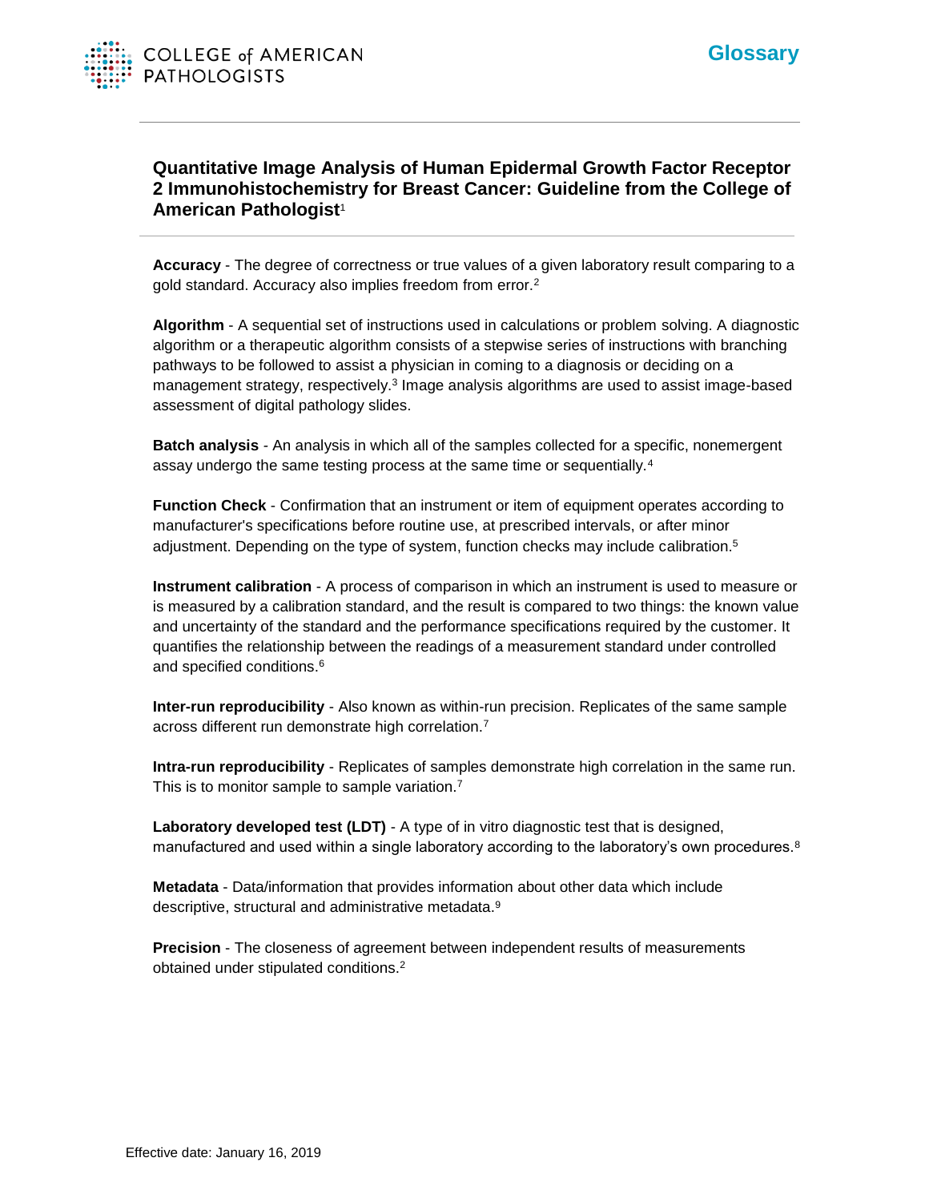# Glossary

## Quantitative Image Analysis of Human Epidermal Growth Factor Receptor 2 Immunohistochemistry for Breast Cancer: Guideline from the College of American Pathologist[1]

**Accuracy** - The degree of correctness or true values of a given laboratory result comparing to a gold standard. Accuracy also implies freedom from error.[2]

**Algorithm** - A sequential set of instructions used in calculations or problem solving. A diagnostic algorithm or a therapeutic algorithm consists of a stepwise series of instructions with branching pathways to be followed to assist a physician in coming to a diagnosis or deciding on a management strategy, respectively.[3] Image analysis algorithms are used to assist image-based assessment of digital pathology slides.

**Batch analysis** - An analysis in which all of the samples collected for a specific, nonemergent assay undergo the same testing process at the same time or sequentially.[4]

**Function Check** - Confirmation that an instrument or item of equipment operates according to manufacturer's specifications before routine use, at prescribed intervals, or after minor adjustment. Depending on the type of system, function checks may include calibration.[5]

**Instrument calibration** - A process of comparison in which an instrument is used to measure or is measured by a calibration standard, and the result is compared to two things: the known value and uncertainty of the standard and the performance specifications required by the customer. It quantifies the relationship between the readings of a measurement standard under controlled and specified conditions.[6]

**Inter-run reproducibility** - Also known as within-run precision. Replicates of the same sample across different run demonstrate high correlation.[7]

**Intra-run reproducibility** - Replicates of samples demonstrate high correlation in the same run. This is to monitor sample to sample variation.[7]

**Laboratory developed test (LDT)** - A type of in vitro diagnostic test that is designed, manufactured and used within a single laboratory according to the laboratory's own procedures.[8]

**Metadata** - Data/information that provides information about other data which include descriptive, structural and administrative metadata.[9]

**Precision** - The closeness of agreement between independent results of measurements obtained under stipulated conditions.[2]

Effective date: January 16, 2019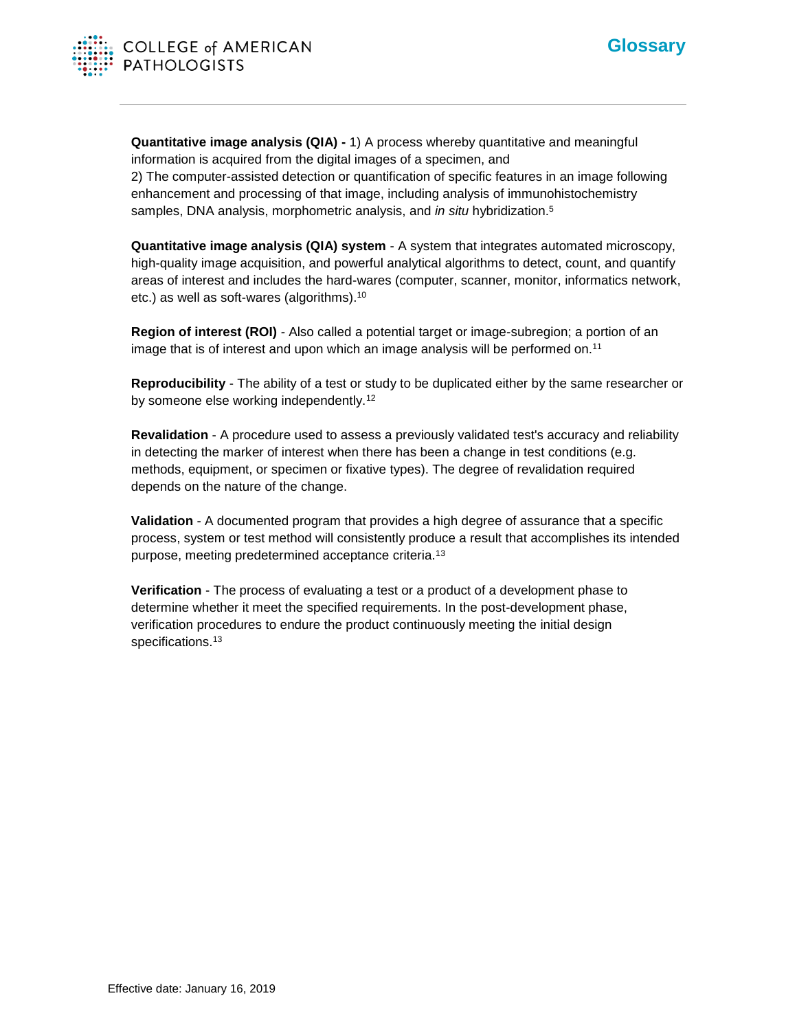**Quantitative image analysis (QIA) -** 1) A process whereby quantitative and meaningful information is acquired from the digital images of a specimen, and
2) The computer-assisted detection or quantification of specific features in an image following enhancement and processing of that image, including analysis of immunohistochemistry samples, DNA analysis, morphometric analysis, and *in situ* hybridization.[5]

**Quantitative image analysis (QIA) system** - A system that integrates automated microscopy, high-quality image acquisition, and powerful analytical algorithms to detect, count, and quantify areas of interest and includes the hard-wares (computer, scanner, monitor, informatics network, etc.) as well as soft-wares (algorithms).[10]

**Region of interest (ROI)** - Also called a potential target or image-subregion; a portion of an image that is of interest and upon which an image analysis will be performed on.[11]

**Reproducibility** - The ability of a test or study to be duplicated either by the same researcher or by someone else working independently.[12]

**Revalidation** - A procedure used to assess a previously validated test's accuracy and reliability in detecting the marker of interest when there has been a change in test conditions (e.g. methods, equipment, or specimen or fixative types). The degree of revalidation required depends on the nature of the change.

**Validation** - A documented program that provides a high degree of assurance that a specific process, system or test method will consistently produce a result that accomplishes its intended purpose, meeting predetermined acceptance criteria.[13]

**Verification** - The process of evaluating a test or a product of a development phase to determine whether it meet the specified requirements. In the post-development phase, verification procedures to endure the product continuously meeting the initial design specifications.[13]

Effective date: January 16, 2019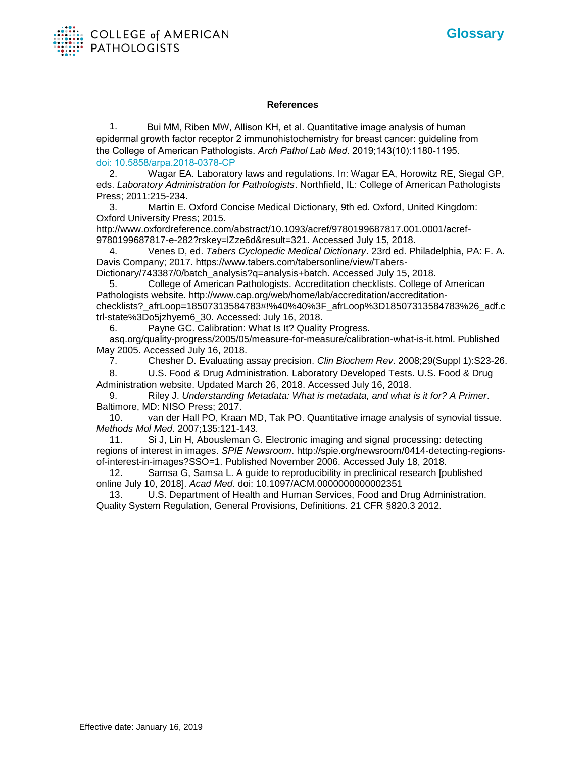## References

1. Bui MM, Riben MW, Allison KH, et al. Quantitative image analysis of human epidermal growth factor receptor 2 immunohistochemistry for breast cancer: guideline from the College of American Pathologists. *Arch Pathol Lab Med*. 2019;143(10):1180-1195. doi: 10.5858/arpa.2018-0378-CP
2. Wagar EA. Laboratory laws and regulations. In: Wagar EA, Horowitz RE, Siegal GP, eds. *Laboratory Administration for Pathologists*. Northfield, IL: College of American Pathologists Press; 2011:215-234.
3. Martin E. Oxford Concise Medical Dictionary, 9th ed. Oxford, United Kingdom: Oxford University Press; 2015. http://www.oxfordreference.com/abstract/10.1093/acref/9780199687817.001.0001/acref-9780199687817-e-282?rskey=lZze6d&result=321. Accessed July 15, 2018.
4. Venes D, ed. *Tabers Cyclopedic Medical Dictionary*. 23rd ed. Philadelphia, PA: F. A. Davis Company; 2017. https://www.tabers.com/tabersonline/view/Tabers-Dictionary/743387/0/batch_analysis?q=analysis+batch. Accessed July 15, 2018.
5. College of American Pathologists. Accreditation checklists. College of American Pathologists website. http://www.cap.org/web/home/lab/accreditation/accreditation-checklists?_afrLoop=18507313584783#!%40%40%3F_afrLoop%3D18507313584783%26_adf.ctrl-state%3Do5jzhyem6_30. Accessed: July 16, 2018.
6. Payne GC. Calibration: What Is It? Quality Progress. asq.org/quality-progress/2005/05/measure-for-measure/calibration-what-is-it.html. Published May 2005. Accessed July 16, 2018.
7. Chesher D. Evaluating assay precision. *Clin Biochem Rev*. 2008;29(Suppl 1):S23-26.
8. U.S. Food & Drug Administration. Laboratory Developed Tests. U.S. Food & Drug Administration website. Updated March 26, 2018. Accessed July 16, 2018.
9. Riley J. *Understanding Metadata: What is metadata, and what is it for? A Primer*. Baltimore, MD: NISO Press; 2017.
10. van der Hall PO, Kraan MD, Tak PO. Quantitative image analysis of synovial tissue. *Methods Mol Med*. 2007;135:121-143.
11. Si J, Lin H, Abousleman G. Electronic imaging and signal processing: detecting regions of interest in images. *SPIE Newsroom*. http://spie.org/newsroom/0414-detecting-regions-of-interest-in-images?SSO=1. Published November 2006. Accessed July 18, 2018.
12. Samsa G, Samsa L. A guide to reproducibility in preclinical research [published online July 10, 2018]. *Acad Med*. doi: 10.1097/ACM.0000000000002351
13. U.S. Department of Health and Human Services, Food and Drug Administration. Quality System Regulation, General Provisions, Definitions. 21 CFR §820.3 2012.